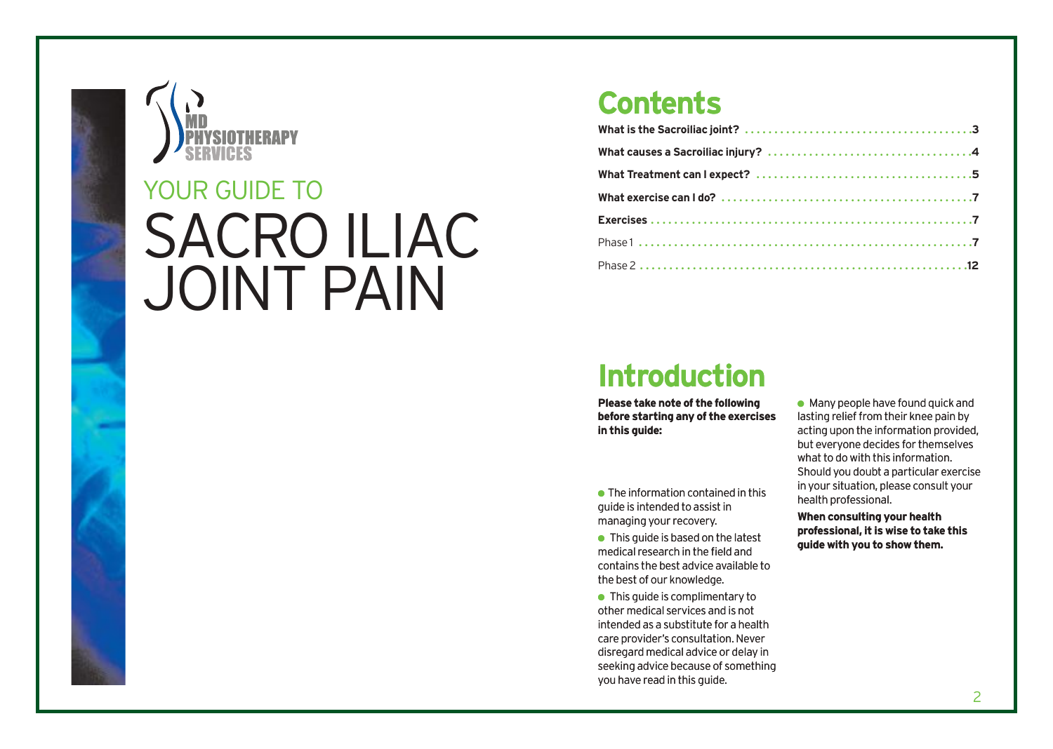MD PHYSIOTHERAPY SERVICES

YOUR GUIDE TO

# SACRO ILIAC JOINT PAIN

## Contents

| | |
|---|---|
| **What is the Sacroiliac joint?** | **3** |
| **What causes a Sacroiliac injury?** | **4** |
| **What Treatment can I expect?** | **5** |
| **What exercise can I do?** | **7** |
| **Exercises** | **7** |
| Phase 1 | **7** |
| Phase 2 | **12** |

## Introduction

**Please take note of the following before starting any of the exercises in this guide:**

- The information contained in this guide is intended to assist in managing your recovery.
- This guide is based on the latest medical research in the field and contains the best advice available to the best of our knowledge.
- This guide is complimentary to other medical services and is not intended as a substitute for a health care provider's consultation. Never disregard medical advice or delay in seeking advice because of something you have read in this guide.
- Many people have found quick and lasting relief from their knee pain by acting upon the information provided, but everyone decides for themselves what to do with this information. Should you doubt a particular exercise in your situation, please consult your health professional.

**When consulting your health professional, it is wise to take this guide with you to show them.**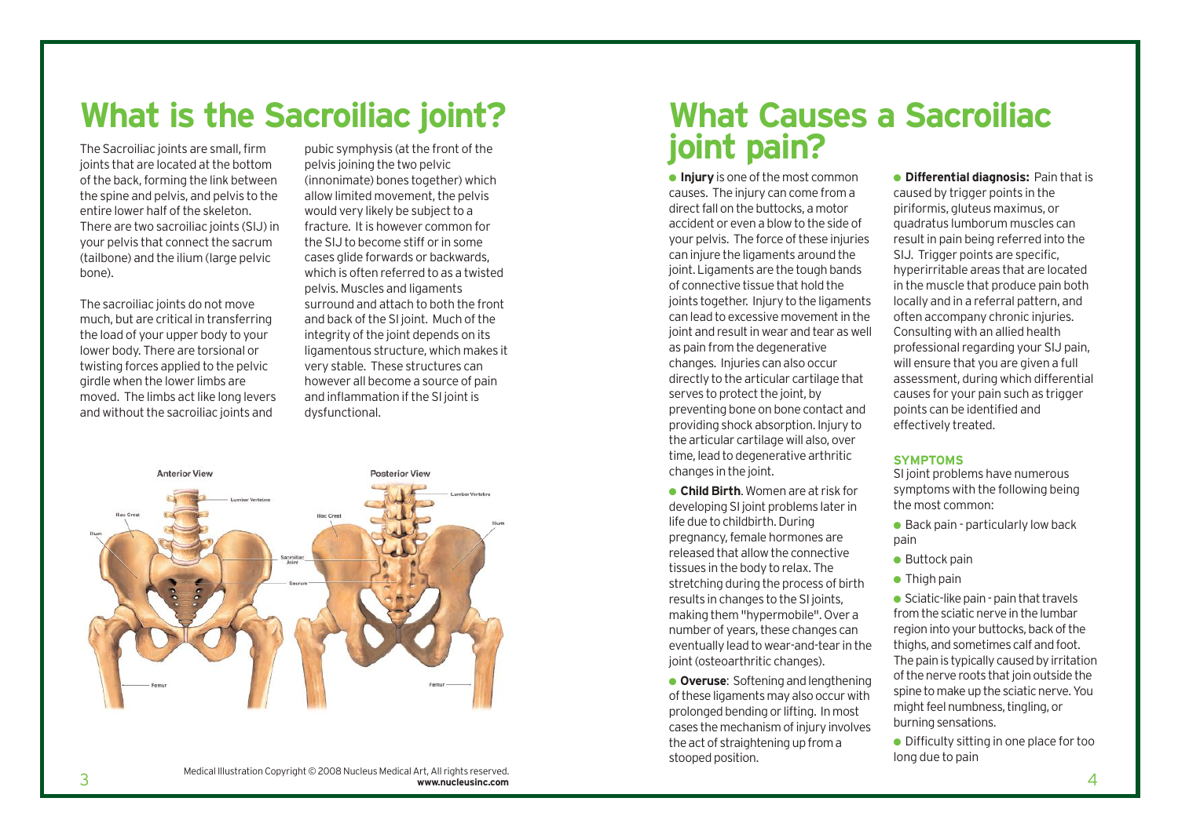# What is the Sacroiliac joint?

The Sacroiliac joints are small, firm joints that are located at the bottom of the back, forming the link between the spine and pelvis, and pelvis to the entire lower half of the skeleton. There are two sacroiliac joints (SIJ) in your pelvis that connect the sacrum (tailbone) and the ilium (large pelvic bone).

The sacroiliac joints do not move much, but are critical in transferring the load of your upper body to your lower body. There are torsional or twisting forces applied to the pelvic girdle when the lower limbs are moved. The limbs act like long levers and without the sacroiliac joints and pubic symphysis (at the front of the pelvis joining the two pelvic (innonimate) bones together) which allow limited movement, the pelvis would very likely be subject to a fracture. It is however common for the SIJ to become stiff or in some cases glide forwards or backwards, which is often referred to as a twisted pelvis. Muscles and ligaments surround and attach to both the front and back of the SI joint. Much of the integrity of the joint depends on its ligamentous structure, which makes it very stable. These structures can however all become a source of pain and inflammation if the SI joint is dysfunctional.

Anterior View — Lumbar Vertebra, Iliac Crest, Ilium, Sacroiliac Joint, Sacrum, Femur

Posterior View — Lumbar Vertebra, Iliac Crest, Ilium, Femur

Medical Illustration Copyright © 2008 Nucleus Medical Art, All rights reserved. **www.nucleusinc.com**

# What Causes a Sacroiliac joint pain?

- **Injury** is one of the most common causes. The injury can come from a direct fall on the buttocks, a motor accident or even a blow to the side of your pelvis. The force of these injuries can injure the ligaments around the joint. Ligaments are the tough bands of connective tissue that hold the joints together. Injury to the ligaments can lead to excessive movement in the joint and result in wear and tear as well as pain from the degenerative changes. Injuries can also occur directly to the articular cartilage that serves to protect the joint, by preventing bone on bone contact and providing shock absorption. Injury to the articular cartilage will also, over time, lead to degenerative arthritic changes in the joint.

- **Child Birth**. Women are at risk for developing SI joint problems later in life due to childbirth. During pregnancy, female hormones are released that allow the connective tissues in the body to relax. The stretching during the process of birth results in changes to the SI joints, making them "hypermobile". Over a number of years, these changes can eventually lead to wear-and-tear in the joint (osteoarthritic changes).

- **Overuse**: Softening and lengthening of these ligaments may also occur with prolonged bending or lifting. In most cases the mechanism of injury involves the act of straightening up from a stooped position.

- **Differential diagnosis:** Pain that is caused by trigger points in the piriformis, gluteus maximus, or quadratus lumborum muscles can result in pain being referred into the SIJ. Trigger points are specific, hyperirritable areas that are located in the muscle that produce pain both locally and in a referral pattern, and often accompany chronic injuries. Consulting with an allied health professional regarding your SIJ pain, will ensure that you are given a full assessment, during which differential causes for your pain such as trigger points can be identified and effectively treated.

### SYMPTOMS

SI joint problems have numerous symptoms with the following being the most common:

- Back pain - particularly low back pain
- Buttock pain
- Thigh pain
- Sciatic-like pain - pain that travels from the sciatic nerve in the lumbar region into your buttocks, back of the thighs, and sometimes calf and foot. The pain is typically caused by irritation of the nerve roots that join outside the spine to make up the sciatic nerve. You might feel numbness, tingling, or burning sensations.
- Difficulty sitting in one place for too long due to pain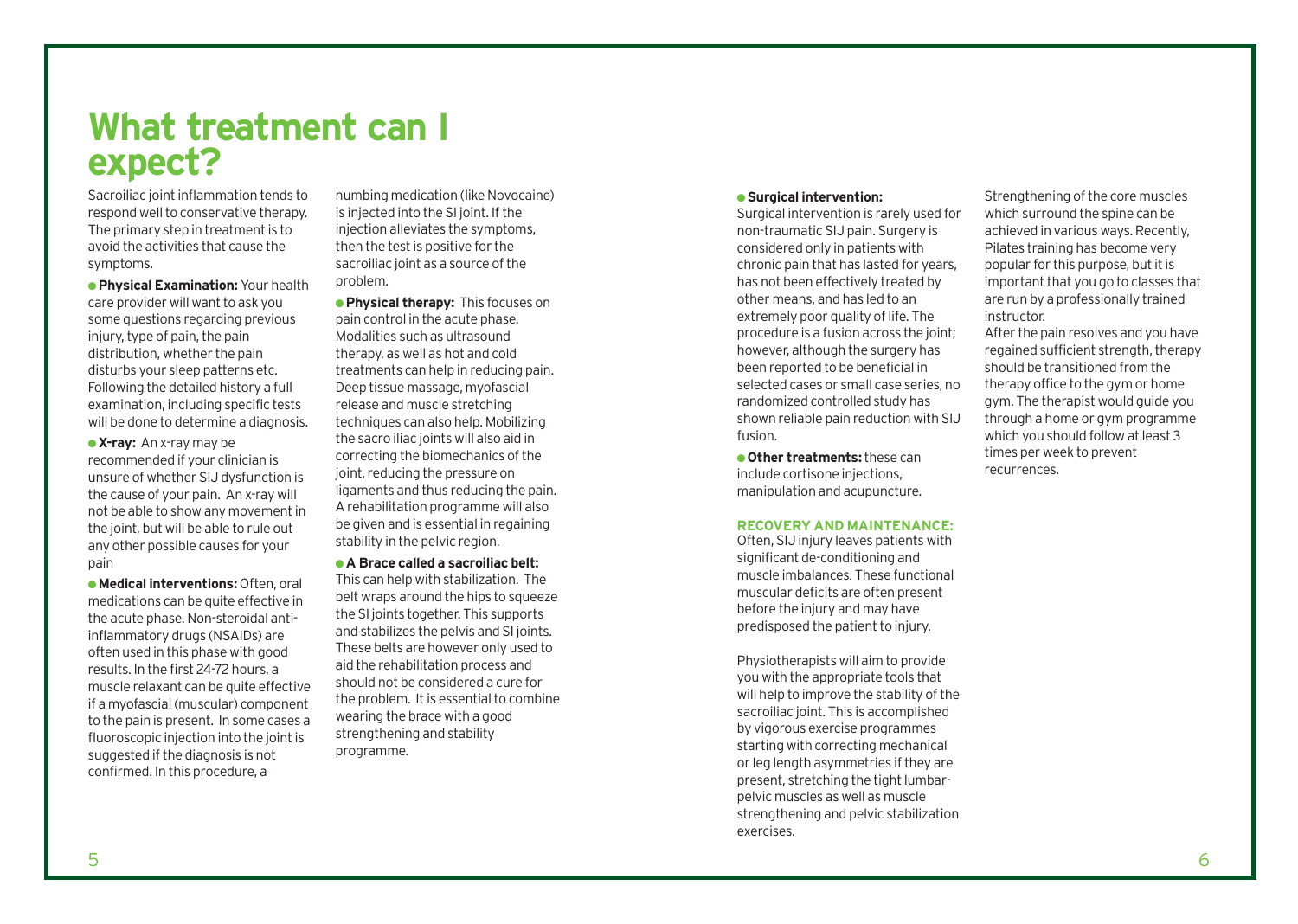# What treatment can I expect?

Sacroiliac joint inflammation tends to respond well to conservative therapy. The primary step in treatment is to avoid the activities that cause the symptoms.

- **Physical Examination:** Your health care provider will want to ask you some questions regarding previous injury, type of pain, the pain distribution, whether the pain disturbs your sleep patterns etc. Following the detailed history a full examination, including specific tests will be done to determine a diagnosis.

- **X-ray:** An x-ray may be recommended if your clinician is unsure of whether SIJ dysfunction is the cause of your pain. An x-ray will not be able to show any movement in the joint, but will be able to rule out any other possible causes for your pain

- **Medical interventions:** Often, oral medications can be quite effective in the acute phase. Non-steroidal anti-inflammatory drugs (NSAIDs) are often used in this phase with good results. In the first 24-72 hours, a muscle relaxant can be quite effective if a myofascial (muscular) component to the pain is present. In some cases a fluoroscopic injection into the joint is suggested if the diagnosis is not confirmed. In this procedure, a numbing medication (like Novocaine) is injected into the SI joint. If the injection alleviates the symptoms, then the test is positive for the sacroiliac joint as a source of the problem.

- **Physical therapy:** This focuses on pain control in the acute phase. Modalities such as ultrasound therapy, as well as hot and cold treatments can help in reducing pain. Deep tissue massage, myofascial release and muscle stretching techniques can also help. Mobilizing the sacro iliac joints will also aid in correcting the biomechanics of the joint, reducing the pressure on ligaments and thus reducing the pain. A rehabilitation programme will also be given and is essential in regaining stability in the pelvic region.

- **A Brace called a sacroiliac belt:** This can help with stabilization. The belt wraps around the hips to squeeze the SI joints together. This supports and stabilizes the pelvis and SI joints. These belts are however only used to aid the rehabilitation process and should not be considered a cure for the problem. It is essential to combine wearing the brace with a good strengthening and stability programme.

- **Surgical intervention:** Surgical intervention is rarely used for non-traumatic SIJ pain. Surgery is considered only in patients with chronic pain that has lasted for years, has not been effectively treated by other means, and has led to an extremely poor quality of life. The procedure is a fusion across the joint; however, although the surgery has been reported to be beneficial in selected cases or small case series, no randomized controlled study has shown reliable pain reduction with SIJ fusion.

- **Other treatments:** these can include cortisone injections, manipulation and acupuncture.

## RECOVERY AND MAINTENANCE:

Often, SIJ injury leaves patients with significant de-conditioning and muscle imbalances. These functional muscular deficits are often present before the injury and may have predisposed the patient to injury.

Physiotherapists will aim to provide you with the appropriate tools that will help to improve the stability of the sacroiliac joint. This is accomplished by vigorous exercise programmes starting with correcting mechanical or leg length asymmetries if they are present, stretching the tight lumbar-pelvic muscles as well as muscle strengthening and pelvic stabilization exercises.

Strengthening of the core muscles which surround the spine can be achieved in various ways. Recently, Pilates training has become very popular for this purpose, but it is important that you go to classes that are run by a professionally trained instructor.

After the pain resolves and you have regained sufficient strength, therapy should be transitioned from the therapy office to the gym or home gym. The therapist would guide you through a home or gym programme which you should follow at least 3 times per week to prevent recurrences.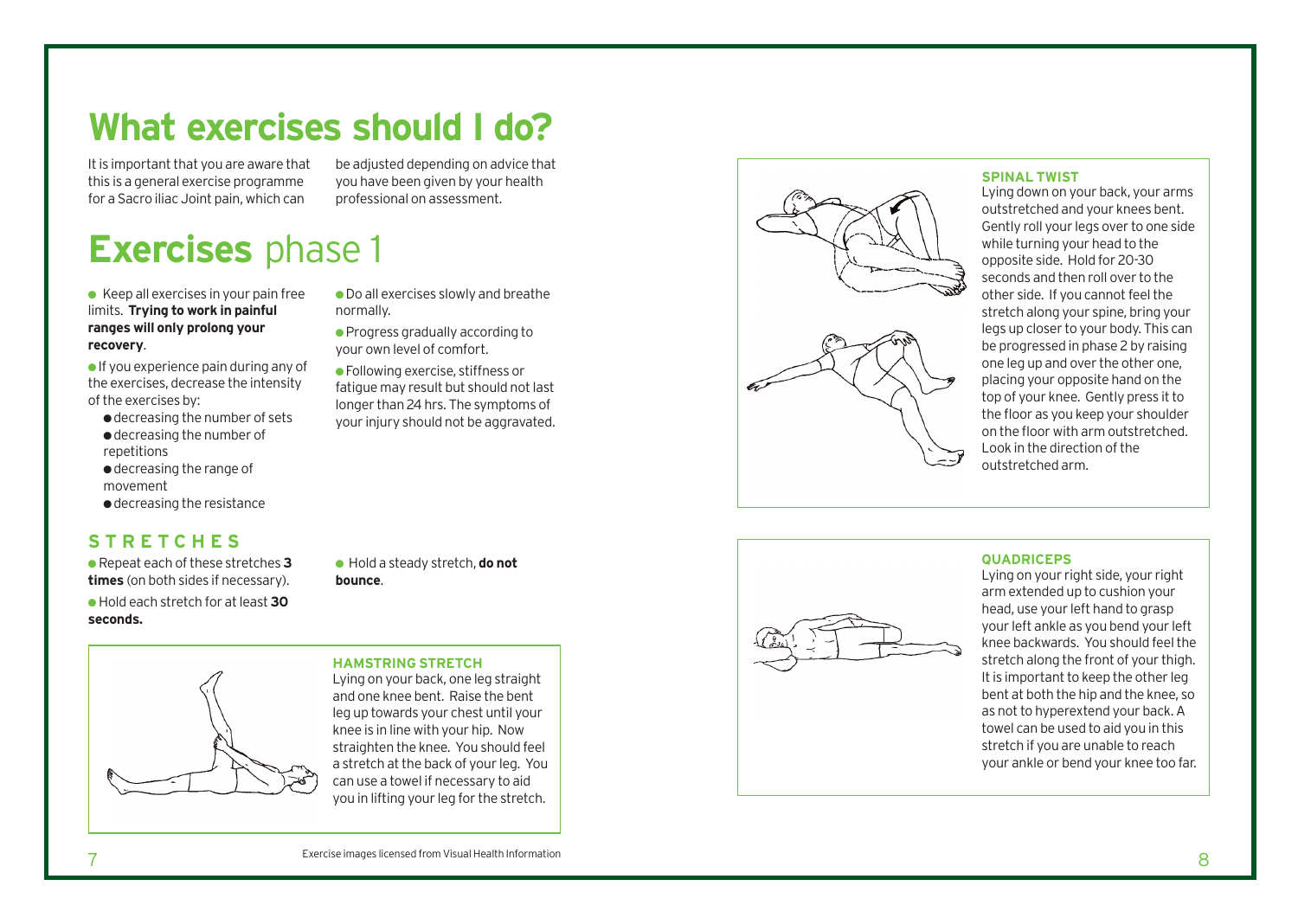# What exercises should I do?

It is important that you are aware that this is a general exercise programme for a Sacro iliac Joint pain, which can be adjusted depending on advice that you have been given by your health professional on assessment.

# **Exercises** phase 1

- Keep all exercises in your pain free limits. **Trying to work in painful ranges will only prolong your recovery**.
- If you experience pain during any of the exercises, decrease the intensity of the exercises by:
  - decreasing the number of sets
  - decreasing the number of repetitions
  - decreasing the range of movement
  - decreasing the resistance
- Do all exercises slowly and breathe normally.
- Progress gradually according to your own level of comfort.
- Following exercise, stiffness or fatigue may result but should not last longer than 24 hrs. The symptoms of your injury should not be aggravated.

## STRETCHES

- Repeat each of these stretches **3 times** (on both sides if necessary).
- Hold each stretch for at least **30 seconds.**
- Hold a steady stretch, **do not bounce**.

### HAMSTRING STRETCH

Lying on your back, one leg straight and one knee bent. Raise the bent leg up towards your chest until your knee is in line with your hip. Now straighten the knee. You should feel a stretch at the back of your leg. You can use a towel if necessary to aid you in lifting your leg for the stretch.

Exercise images licensed from Visual Health Information

### SPINAL TWIST

Lying down on your back, your arms outstretched and your knees bent. Gently roll your legs over to one side while turning your head to the opposite side. Hold for 20-30 seconds and then roll over to the other side. If you cannot feel the stretch along your spine, bring your legs up closer to your body. This can be progressed in phase 2 by raising one leg up and over the other one, placing your opposite hand on the top of your knee. Gently press it to the floor as you keep your shoulder on the floor with arm outstretched. Look in the direction of the outstretched arm.

### QUADRICEPS

Lying on your right side, your right arm extended up to cushion your head, use your left hand to grasp your left ankle as you bend your left knee backwards. You should feel the stretch along the front of your thigh. It is important to keep the other leg bent at both the hip and the knee, so as not to hyperextend your back. A towel can be used to aid you in this stretch if you are unable to reach your ankle or bend your knee too far.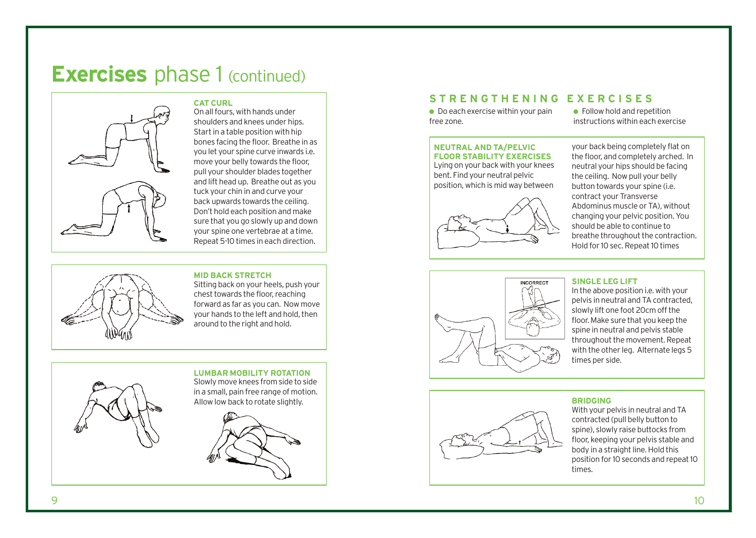# Exercises phase 1 (continued)

### CAT CURL

On all fours, with hands under shoulders and knees under hips. Start in a table position with hip bones facing the floor. Breathe in as you let your spine curve inwards i.e. move your belly towards the floor, pull your shoulder blades together and lift head up. Breathe out as you tuck your chin in and curve your back upwards towards the ceiling. Don't hold each position and make sure that you go slowly up and down your spine one vertebrae at a time. Repeat 5-10 times in each direction.

### MID BACK STRETCH

Sitting back on your heels, push your chest towards the floor, reaching forward as far as you can. Now move your hands to the left and hold, then around to the right and hold.

### LUMBAR MOBILITY ROTATION

Slowly move knees from side to side in a small, pain free range of motion. Allow low back to rotate slightly.

## STRENGTHENING EXERCISES

- Do each exercise within your pain free zone.
- Follow hold and repetition instructions within each exercise

### NEUTRAL AND TA/PELVIC FLOOR STABILITY EXERCISES

Lying on your back with your knees bent. Find your neutral pelvic position, which is mid way between your back being completely flat on the floor, and completely arched. In neutral your hips should be facing the ceiling. Now pull your belly button towards your spine (i.e. contract your Transverse Abdominus muscle or TA), without changing your pelvic position. You should be able to continue to breathe throughout the contraction. Hold for 10 sec. Repeat 10 times

### SINGLE LEG LIFT

INCORRECT

In the above position i.e. with your pelvis in neutral and TA contracted, slowly lift one foot 20cm off the floor. Make sure that you keep the spine in neutral and pelvis stable throughout the movement. Repeat with the other leg. Alternate legs 5 times per side.

### BRIDGING

With your pelvis in neutral and TA contracted (pull belly button to spine), slowly raise buttocks from floor, keeping your pelvis stable and body in a straight line. Hold this position for 10 seconds and repeat 10 times.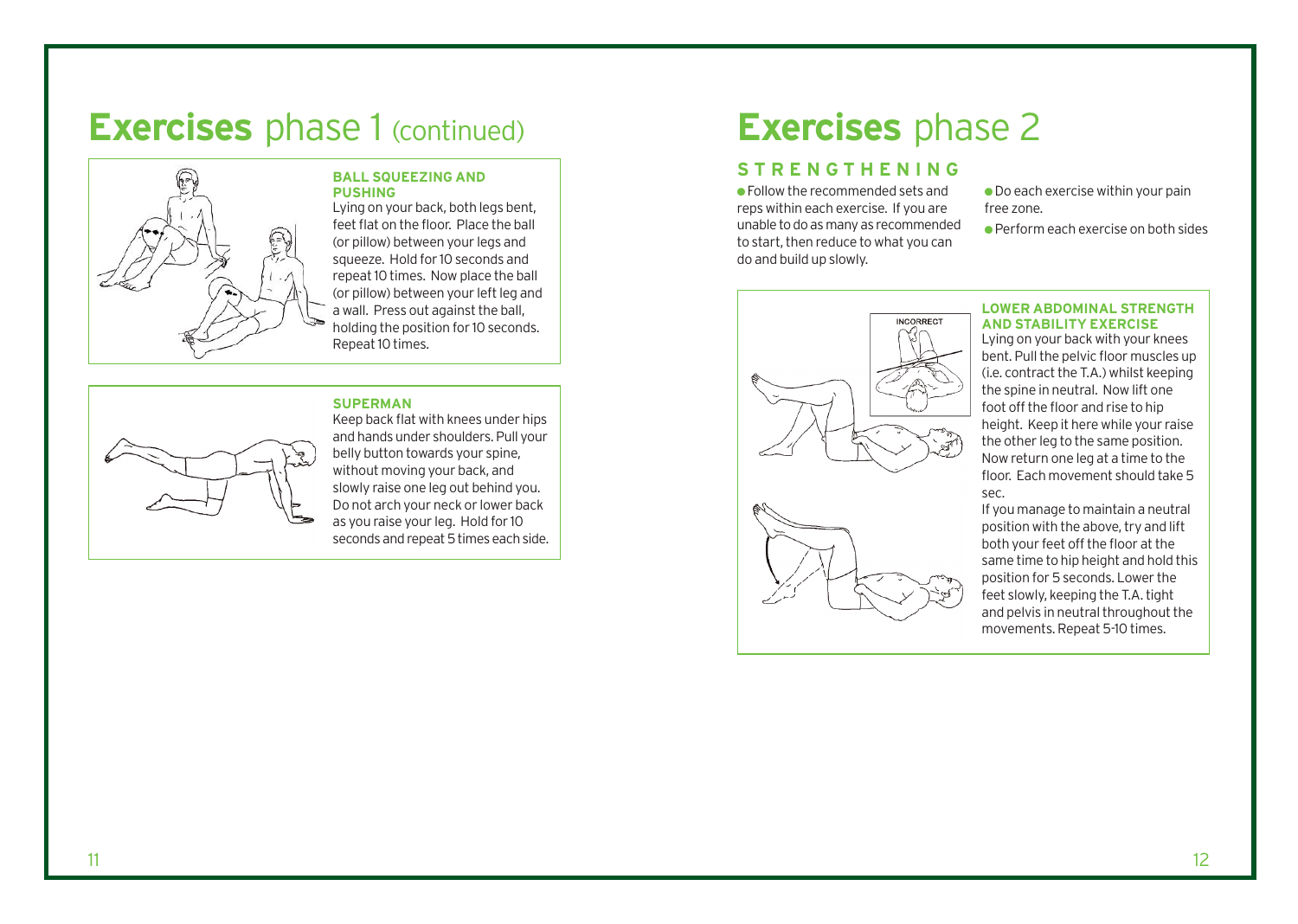# Exercises phase 1 (continued)

### BALL SQUEEZING AND PUSHING

Lying on your back, both legs bent, feet flat on the floor. Place the ball (or pillow) between your legs and squeeze. Hold for 10 seconds and repeat 10 times. Now place the ball (or pillow) between your left leg and a wall. Press out against the ball, holding the position for 10 seconds. Repeat 10 times.

### SUPERMAN

Keep back flat with knees under hips and hands under shoulders. Pull your belly button towards your spine, without moving your back, and slowly raise one leg out behind you. Do not arch your neck or lower back as you raise your leg. Hold for 10 seconds and repeat 5 times each side.

# Exercises phase 2

## STRENGTHENING

- Follow the recommended sets and reps within each exercise. If you are unable to do as many as recommended to start, then reduce to what you can do and build up slowly.
- Do each exercise within your pain free zone.
- Perform each exercise on both sides

### LOWER ABDOMINAL STRENGTH AND STABILITY EXERCISE

INCORRECT

Lying on your back with your knees bent. Pull the pelvic floor muscles up (i.e. contract the T.A.) whilst keeping the spine in neutral. Now lift one foot off the floor and rise to hip height. Keep it here while your raise the other leg to the same position. Now return one leg at a time to the floor. Each movement should take 5 sec.

If you manage to maintain a neutral position with the above, try and lift both your feet off the floor at the same time to hip height and hold this position for 5 seconds. Lower the feet slowly, keeping the T.A. tight and pelvis in neutral throughout the movements. Repeat 5-10 times.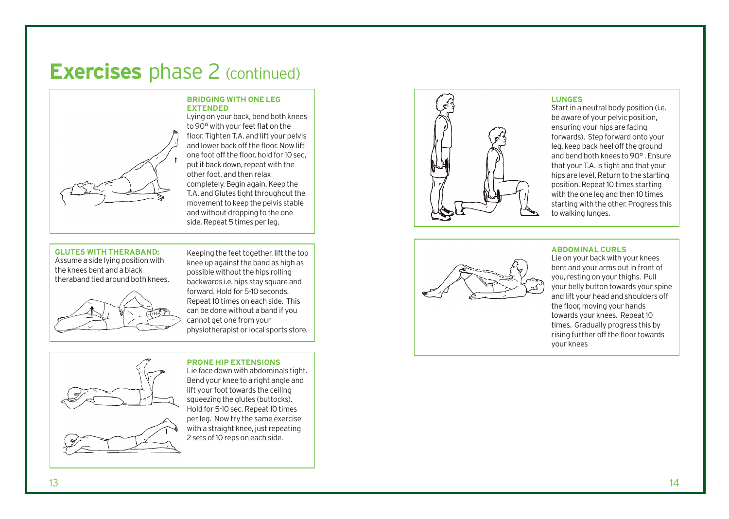# **Exercises** phase 2 (continued)

### BRIDGING WITH ONE LEG EXTENDED

Lying on your back, bend both knees to 90° with your feet flat on the floor. Tighten T.A. and lift your pelvis and lower back off the floor. Now lift one foot off the floor, hold for 10 sec, put it back down, repeat with the other foot, and then relax completely. Begin again. Keep the T.A. and Glutes tight throughout the movement to keep the pelvis stable and without dropping to the one side. Repeat 5 times per leg.

### GLUTES WITH THERABAND:

Assume a side lying position with the knees bent and a black theraband tied around both knees. Keeping the feet together, lift the top knee up against the band as high as possible without the hips rolling backwards i.e. hips stay square and forward. Hold for 5-10 seconds. Repeat 10 times on each side. This can be done without a band if you cannot get one from your physiotherapist or local sports store.

### PRONE HIP EXTENSIONS

Lie face down with abdominals tight. Bend your knee to a right angle and lift your foot towards the ceiling squeezing the glutes (buttocks). Hold for 5-10 sec. Repeat 10 times per leg. Now try the same exercise with a straight knee, just repeating 2 sets of 10 reps on each side.

### LUNGES

Start in a neutral body position (i.e. be aware of your pelvic position, ensuring your hips are facing forwards). Step forward onto your leg, keep back heel off the ground and bend both knees to 90° . Ensure that your T.A. is tight and that your hips are level. Return to the starting position. Repeat 10 times starting with the one leg and then 10 times starting with the other. Progress this to walking lunges.

### ABDOMINAL CURLS

Lie on your back with your knees bent and your arms out in front of you, resting on your thighs. Pull your belly button towards your spine and lift your head and shoulders off the floor, moving your hands towards your knees. Repeat 10 times. Gradually progress this by rising further off the floor towards your knees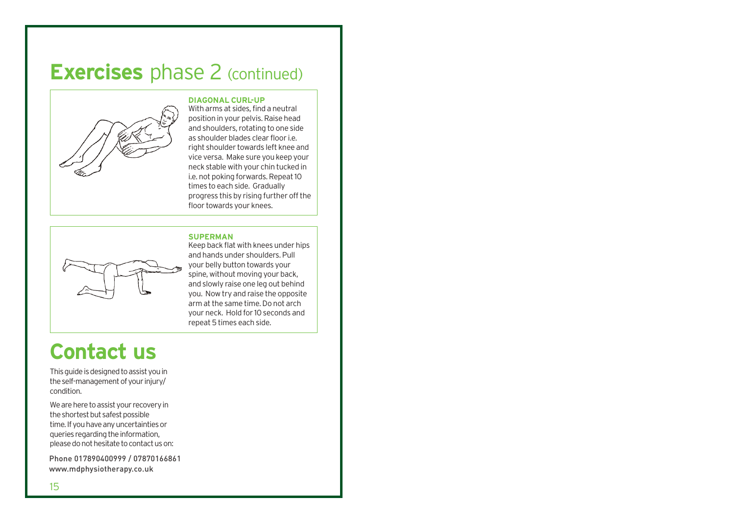# **Exercises** phase 2 (continued)

### DIAGONAL CURL-UP

With arms at sides, find a neutral position in your pelvis. Raise head and shoulders, rotating to one side as shoulder blades clear floor i.e. right shoulder towards left knee and vice versa. Make sure you keep your neck stable with your chin tucked in i.e. not poking forwards. Repeat 10 times to each side. Gradually progress this by rising further off the floor towards your knees.

### SUPERMAN

Keep back flat with knees under hips and hands under shoulders. Pull your belly button towards your spine, without moving your back, and slowly raise one leg out behind you. Now try and raise the opposite arm at the same time. Do not arch your neck. Hold for 10 seconds and repeat 5 times each side.

# Contact us

This guide is designed to assist you in the self-management of your injury/condition.

We are here to assist your recovery in the shortest but safest possible time. If you have any uncertainties or queries regarding the information, please do not hesitate to contact us on:

Phone 017890400999 / 07870166861
www.mdphysiotherapy.co.uk